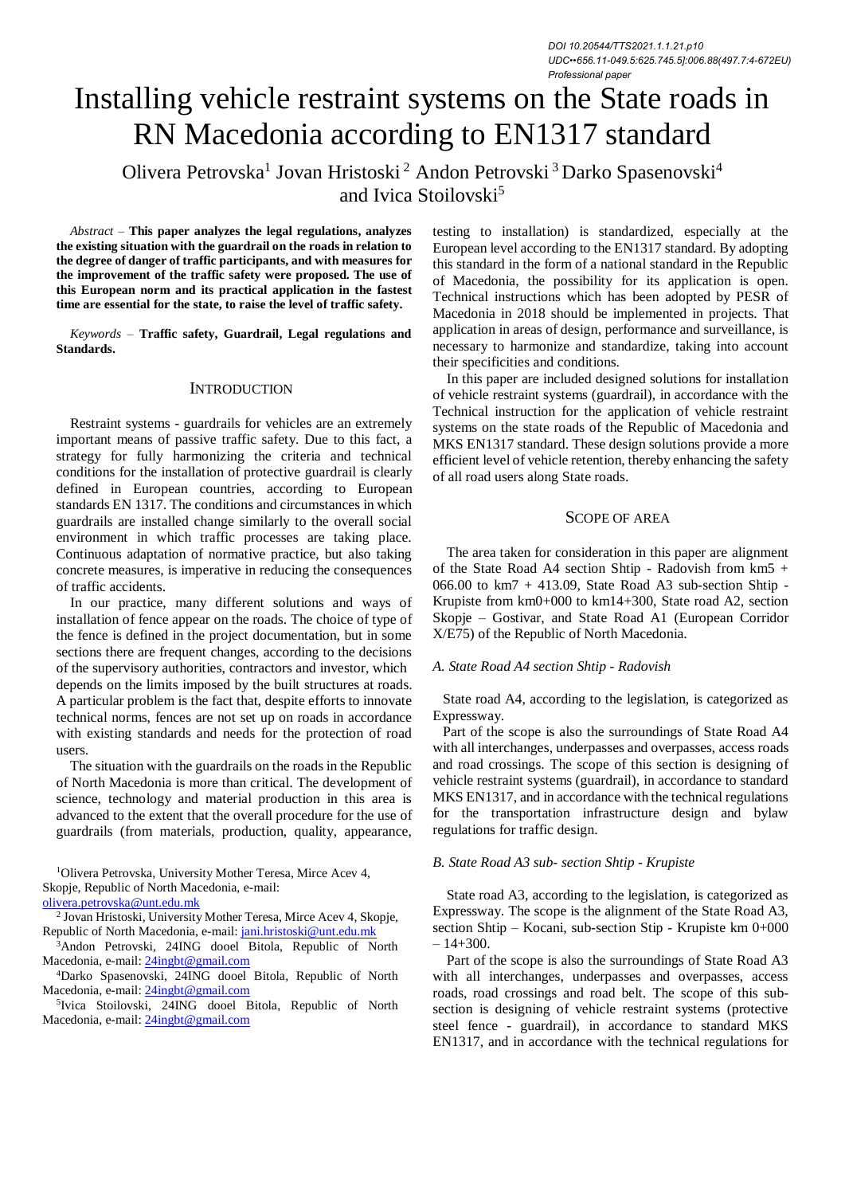DOI 10.20544/TTS2021.1.1.21.p10
UDC••656.11-049.5:625.745.5]:006.88(497.7:4-672EU)
Professional paper

# Installing vehicle restraint systems on the State roads in RN Macedonia according to EN1317 standard

Olivera Petrovska[1] Jovan Hristoski[2] Andon Petrovski[3] Darko Spasenovski[4] and Ivica Stoilovski[5]

*Abstract* – **This paper analyzes the legal regulations, analyzes the existing situation with the guardrail on the roads in relation to the degree of danger of traffic participants, and with measures for the improvement of the traffic safety were proposed. The use of this European norm and its practical application in the fastest time are essential for the state, to raise the level of traffic safety.**

*Keywords* – **Traffic safety, Guardrail, Legal regulations and Standards.**

## INTRODUCTION

Restraint systems - guardrails for vehicles are an extremely important means of passive traffic safety. Due to this fact, a strategy for fully harmonizing the criteria and technical conditions for the installation of protective guardrail is clearly defined in European countries, according to European standards EN 1317. The conditions and circumstances in which guardrails are installed change similarly to the overall social environment in which traffic processes are taking place. Continuous adaptation of normative practice, but also taking concrete measures, is imperative in reducing the consequences of traffic accidents.

In our practice, many different solutions and ways of installation of fence appear on the roads. The choice of type of the fence is defined in the project documentation, but in some sections there are frequent changes, according to the decisions of the supervisory authorities, contractors and investor, which depends on the limits imposed by the built structures at roads. A particular problem is the fact that, despite efforts to innovate technical norms, fences are not set up on roads in accordance with existing standards and needs for the protection of road users.

The situation with the guardrails on the roads in the Republic of North Macedonia is more than critical. The development of science, technology and material production in this area is advanced to the extent that the overall procedure for the use of guardrails (from materials, production, quality, appearance, testing to installation) is standardized, especially at the European level according to the EN1317 standard. By adopting this standard in the form of a national standard in the Republic of Macedonia, the possibility for its application is open. Technical instructions which has been adopted by PESR of Macedonia in 2018 should be implemented in projects. That application in areas of design, performance and surveillance, is necessary to harmonize and standardize, taking into account their specificities and conditions.

In this paper are included designed solutions for installation of vehicle restraint systems (guardrail), in accordance with the Technical instruction for the application of vehicle restraint systems on the state roads of the Republic of Macedonia and MKS EN1317 standard. These design solutions provide a more efficient level of vehicle retention, thereby enhancing the safety of all road users along State roads.

## SCOPE OF AREA

The area taken for consideration in this paper are alignment of the State Road A4 section Shtip - Radovish from km5 + 066.00 to km7 + 413.09, State Road A3 sub-section Shtip - Krupiste from km0+000 to km14+300, State road A2, section Skopje – Gostivar, and State Road A1 (European Corridor X/E75) of the Republic of North Macedonia.

### *A. State Road A4 section Shtip - Radovish*

State road A4, according to the legislation, is categorized as Expressway.

Part of the scope is also the surroundings of State Road A4 with all interchanges, underpasses and overpasses, access roads and road crossings. The scope of this section is designing of vehicle restraint systems (guardrail), in accordance to standard MKS EN1317, and in accordance with the technical regulations for the transportation infrastructure design and bylaw regulations for traffic design.

### *B. State Road A3 sub- section Shtip - Krupiste*

State road A3, according to the legislation, is categorized as Expressway. The scope is the alignment of the State Road A3, section Shtip – Kocani, sub-section Stip - Krupiste km 0+000 – 14+300.

Part of the scope is also the surroundings of State Road A3 with all interchanges, underpasses and overpasses, access roads, road crossings and road belt. The scope of this sub-section is designing of vehicle restraint systems (protective steel fence - guardrail), in accordance to standard MKS EN1317, and in accordance with the technical regulations for

---

[1]Olivera Petrovska, University Mother Teresa, Mirce Acev 4, Skopje, Republic of North Macedonia, e-mail: olivera.petrovska@unt.edu.mk

[2] Jovan Hristoski, University Mother Teresa, Mirce Acev 4, Skopje, Republic of North Macedonia, e-mail: jani.hristoski@unt.edu.mk

[3]Andon Petrovski, 24ING dooel Bitola, Republic of North Macedonia, e-mail: 24ingbt@gmail.com

[4]Darko Spasenovski, 24ING dooel Bitola, Republic of North Macedonia, e-mail: 24ingbt@gmail.com

[5]Ivica Stoilovski, 24ING dooel Bitola, Republic of North Macedonia, e-mail: 24ingbt@gmail.com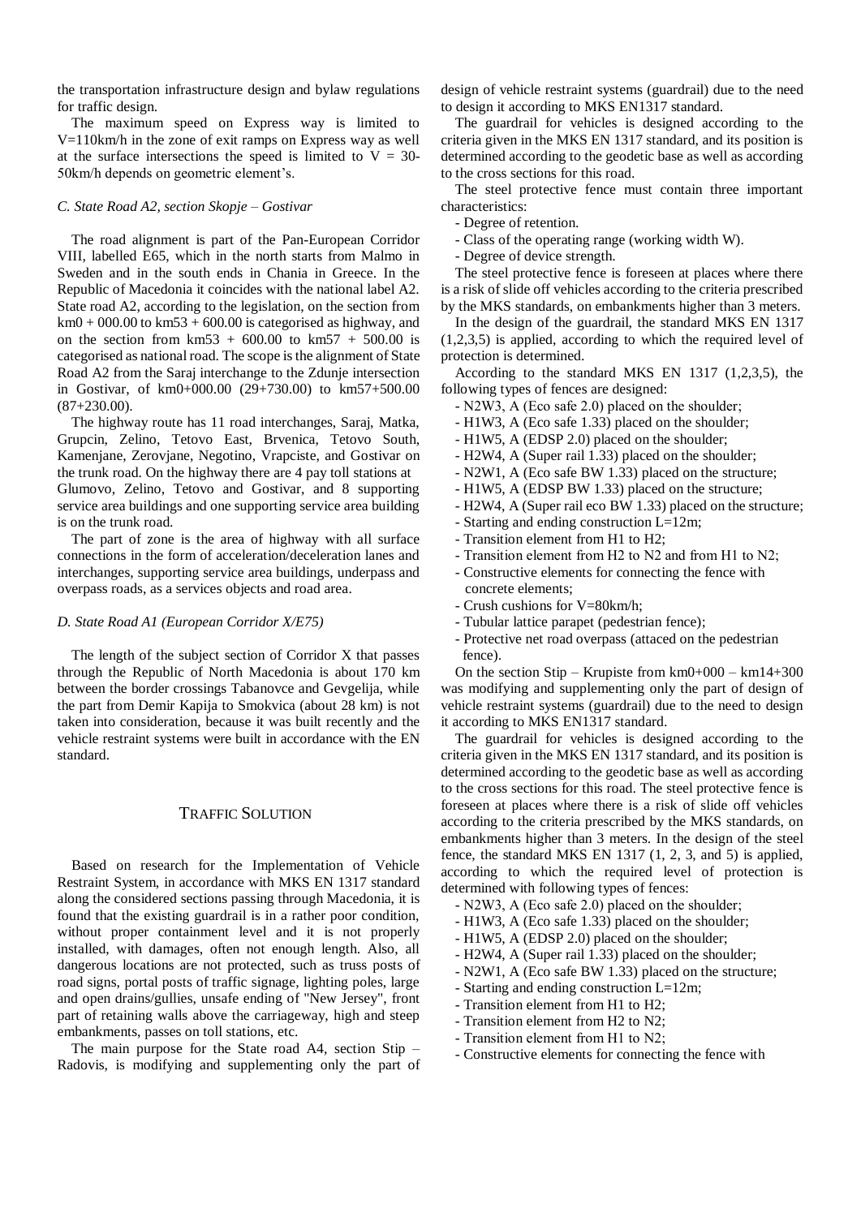the transportation infrastructure design and bylaw regulations for traffic design.

The maximum speed on Express way is limited to V=110km/h in the zone of exit ramps on Express way as well at the surface intersections the speed is limited to V = 30-50km/h depends on geometric element's.

### C. State Road A2, section Skopje – Gostivar

The road alignment is part of the Pan-European Corridor VIII, labelled E65, which in the north starts from Malmo in Sweden and in the south ends in Chania in Greece. In the Republic of Macedonia it coincides with the national label A2. State road A2, according to the legislation, on the section from km0 + 000.00 to km53 + 600.00 is categorised as highway, and on the section from km53 + 600.00 to km57 + 500.00 is categorised as national road. The scope is the alignment of State Road A2 from the Saraj interchange to the Zdunje intersection in Gostivar, of km0+000.00 (29+730.00) to km57+500.00 (87+230.00).

The highway route has 11 road interchanges, Saraj, Matka, Grupcin, Zelino, Tetovo East, Brvenica, Tetovo South, Kamenjane, Zerovjane, Negotino, Vrapciste, and Gostivar on the trunk road. On the highway there are 4 pay toll stations at Glumovo, Zelino, Tetovo and Gostivar, and 8 supporting service area buildings and one supporting service area building is on the trunk road.

The part of zone is the area of highway with all surface connections in the form of acceleration/deceleration lanes and interchanges, supporting service area buildings, underpass and overpass roads, as a services objects and road area.

### D. State Road A1 (European Corridor X/E75)

The length of the subject section of Corridor X that passes through the Republic of North Macedonia is about 170 km between the border crossings Tabanovce and Gevgelija, while the part from Demir Kapija to Smokvica (about 28 km) is not taken into consideration, because it was built recently and the vehicle restraint systems were built in accordance with the EN standard.

## Traffic Solution

Based on research for the Implementation of Vehicle Restraint System, in accordance with MKS EN 1317 standard along the considered sections passing through Macedonia, it is found that the existing guardrail is in a rather poor condition, without proper containment level and it is not properly installed, with damages, often not enough length. Also, all dangerous locations are not protected, such as truss posts of road signs, portal posts of traffic signage, lighting poles, large and open drains/gullies, unsafe ending of "New Jersey", front part of retaining walls above the carriageway, high and steep embankments, passes on toll stations, etc.

The main purpose for the State road A4, section Stip – Radovis, is modifying and supplementing only the part of design of vehicle restraint systems (guardrail) due to the need to design it according to MKS EN1317 standard.

The guardrail for vehicles is designed according to the criteria given in the MKS EN 1317 standard, and its position is determined according to the geodetic base as well as according to the cross sections for this road.

The steel protective fence must contain three important characteristics:

- Degree of retention.
- Class of the operating range (working width W).
- Degree of device strength.

The steel protective fence is foreseen at places where there is a risk of slide off vehicles according to the criteria prescribed by the MKS standards, on embankments higher than 3 meters.

In the design of the guardrail, the standard MKS EN 1317 (1,2,3,5) is applied, according to which the required level of protection is determined.

According to the standard MKS EN 1317 (1,2,3,5), the following types of fences are designed:

- N2W3, A (Eco safe 2.0) placed on the shoulder;
- H1W3, A (Eco safe 1.33) placed on the shoulder;
- H1W5, A (EDSP 2.0) placed on the shoulder;
- H2W4, A (Super rail 1.33) placed on the shoulder;
- N2W1, A (Eco safe BW 1.33) placed on the structure;
- H1W5, A (EDSP BW 1.33) placed on the structure;
- H2W4, A (Super rail eco BW 1.33) placed on the structure;
- Starting and ending construction L=12m;
- Transition element from H1 to H2;
- Transition element from H2 to N2 and from H1 to N2;
- Constructive elements for connecting the fence with concrete elements;
- Crush cushions for V=80km/h;
- Tubular lattice parapet (pedestrian fence);
- Protective net road overpass (attaced on the pedestrian fence).

On the section Stip – Krupiste from km0+000 – km14+300 was modifying and supplementing only the part of design of vehicle restraint systems (guardrail) due to the need to design it according to MKS EN1317 standard.

The guardrail for vehicles is designed according to the criteria given in the MKS EN 1317 standard, and its position is determined according to the geodetic base as well as according to the cross sections for this road. The steel protective fence is foreseen at places where there is a risk of slide off vehicles according to the criteria prescribed by the MKS standards, on embankments higher than 3 meters. In the design of the steel fence, the standard MKS EN 1317 (1, 2, 3, and 5) is applied, according to which the required level of protection is determined with following types of fences:

- N2W3, A (Eco safe 2.0) placed on the shoulder;
- H1W3, A (Eco safe 1.33) placed on the shoulder;
- H1W5, A (EDSP 2.0) placed on the shoulder;
- H2W4, A (Super rail 1.33) placed on the shoulder;
- N2W1, A (Eco safe BW 1.33) placed on the structure;
- Starting and ending construction L=12m;
- Transition element from H1 to H2;
- Transition element from H2 to N2;
- Transition element from H1 to N2;
- Constructive elements for connecting the fence with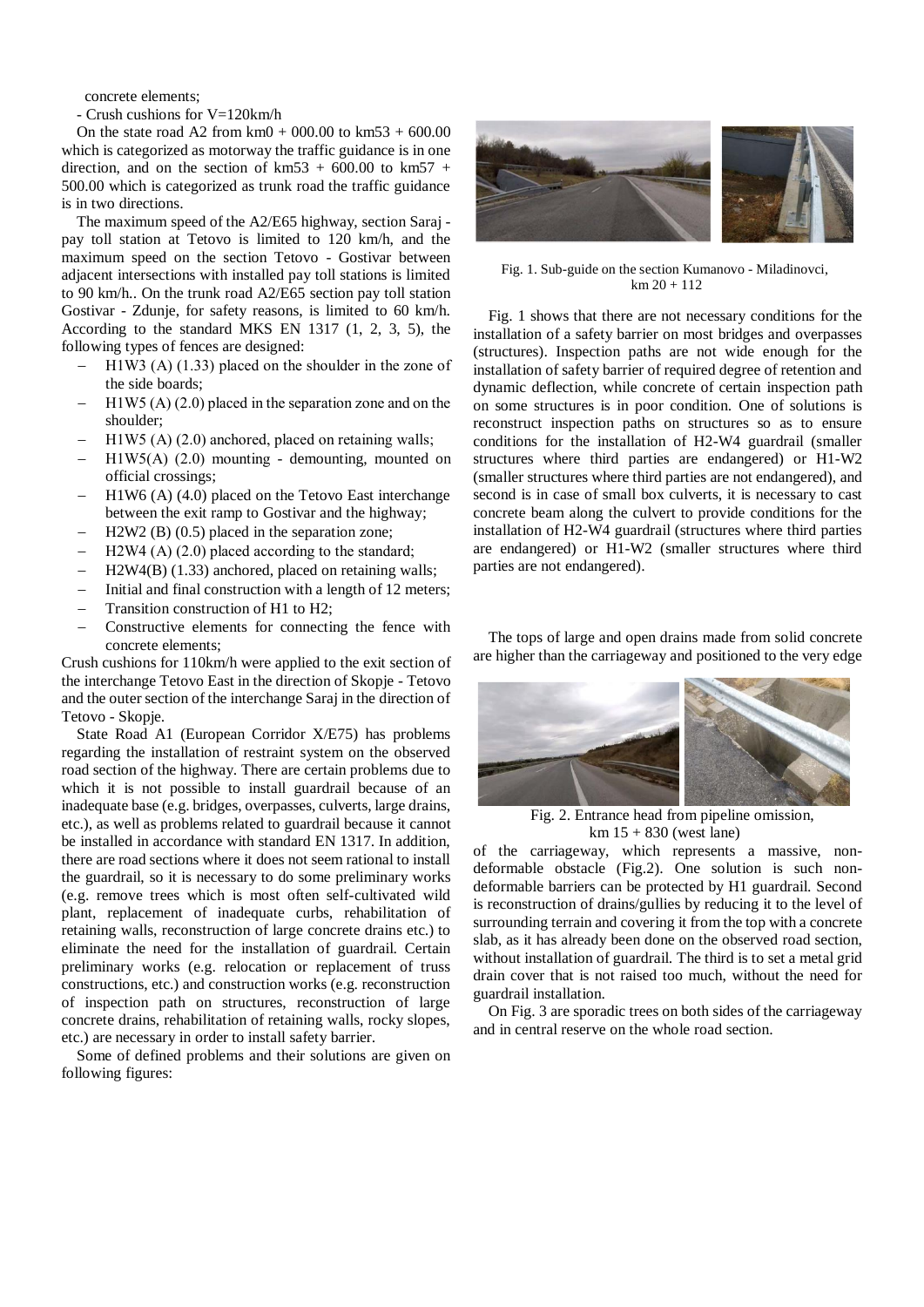concrete elements;

- Crush cushions for V=120km/h

On the state road A2 from km0 + 000.00 to km53 + 600.00 which is categorized as motorway the traffic guidance is in one direction, and on the section of km53 + 600.00 to km57 + 500.00 which is categorized as trunk road the traffic guidance is in two directions.

The maximum speed of the A2/E65 highway, section Saraj - pay toll station at Tetovo is limited to 120 km/h, and the maximum speed on the section Tetovo - Gostivar between adjacent intersections with installed pay toll stations is limited to 90 km/h.. On the trunk road A2/E65 section pay toll station Gostivar - Zdunje, for safety reasons, is limited to 60 km/h. According to the standard MKS EN 1317 (1, 2, 3, 5), the following types of fences are designed:

- H1W3 (A) (1.33) placed on the shoulder in the zone of the side boards;
- H1W5 (A) (2.0) placed in the separation zone and on the shoulder;
- H1W5 (A) (2.0) anchored, placed on retaining walls;
- H1W5(A) (2.0) mounting - demounting, mounted on official crossings;
- H1W6 (A) (4.0) placed on the Tetovo East interchange between the exit ramp to Gostivar and the highway;
- H2W2 (B) (0.5) placed in the separation zone;
- H2W4 (A) (2.0) placed according to the standard;
- H2W4(B) (1.33) anchored, placed on retaining walls;
- Initial and final construction with a length of 12 meters;
- Transition construction of H1 to H2;
- Constructive elements for connecting the fence with concrete elements;

Crush cushions for 110km/h were applied to the exit section of the interchange Tetovo East in the direction of Skopje - Tetovo and the outer section of the interchange Saraj in the direction of Tetovo - Skopje.

State Road A1 (European Corridor X/E75) has problems regarding the installation of restraint system on the observed road section of the highway. There are certain problems due to which it is not possible to install guardrail because of an inadequate base (e.g. bridges, overpasses, culverts, large drains, etc.), as well as problems related to guardrail because it cannot be installed in accordance with standard EN 1317. In addition, there are road sections where it does not seem rational to install the guardrail, so it is necessary to do some preliminary works (e.g. remove trees which is most often self-cultivated wild plant, replacement of inadequate curbs, rehabilitation of retaining walls, reconstruction of large concrete drains etc.) to eliminate the need for the installation of guardrail. Certain preliminary works (e.g. relocation or replacement of truss constructions, etc.) and construction works (e.g. reconstruction of inspection path on structures, reconstruction of large concrete drains, rehabilitation of retaining walls, rocky slopes, etc.) are necessary in order to install safety barrier.

Some of defined problems and their solutions are given on following figures:

Fig. 1. Sub-guide on the section Kumanovo - Miladinovci, km 20 + 112

Fig. 1 shows that there are not necessary conditions for the installation of a safety barrier on most bridges and overpasses (structures). Inspection paths are not wide enough for the installation of safety barrier of required degree of retention and dynamic deflection, while concrete of certain inspection path on some structures is in poor condition. One of solutions is reconstruct inspection paths on structures so as to ensure conditions for the installation of H2-W4 guardrail (smaller structures where third parties are endangered) or H1-W2 (smaller structures where third parties are not endangered), and second is in case of small box culverts, it is necessary to cast concrete beam along the culvert to provide conditions for the installation of H2-W4 guardrail (structures where third parties are endangered) or H1-W2 (smaller structures where third parties are not endangered).

The tops of large and open drains made from solid concrete are higher than the carriageway and positioned to the very edge of the carriageway, which represents a massive, non-deformable obstacle (Fig.2). One solution is such non-deformable barriers can be protected by H1 guardrail. Second is reconstruction of drains/gullies by reducing it to the level of surrounding terrain and covering it from the top with a concrete slab, as it has already been done on the observed road section, without installation of guardrail. The third is to set a metal grid drain cover that is not raised too much, without the need for guardrail installation.

Fig. 2. Entrance head from pipeline omission, km 15 + 830 (west lane)

On Fig. 3 are sporadic trees on both sides of the carriageway and in central reserve on the whole road section.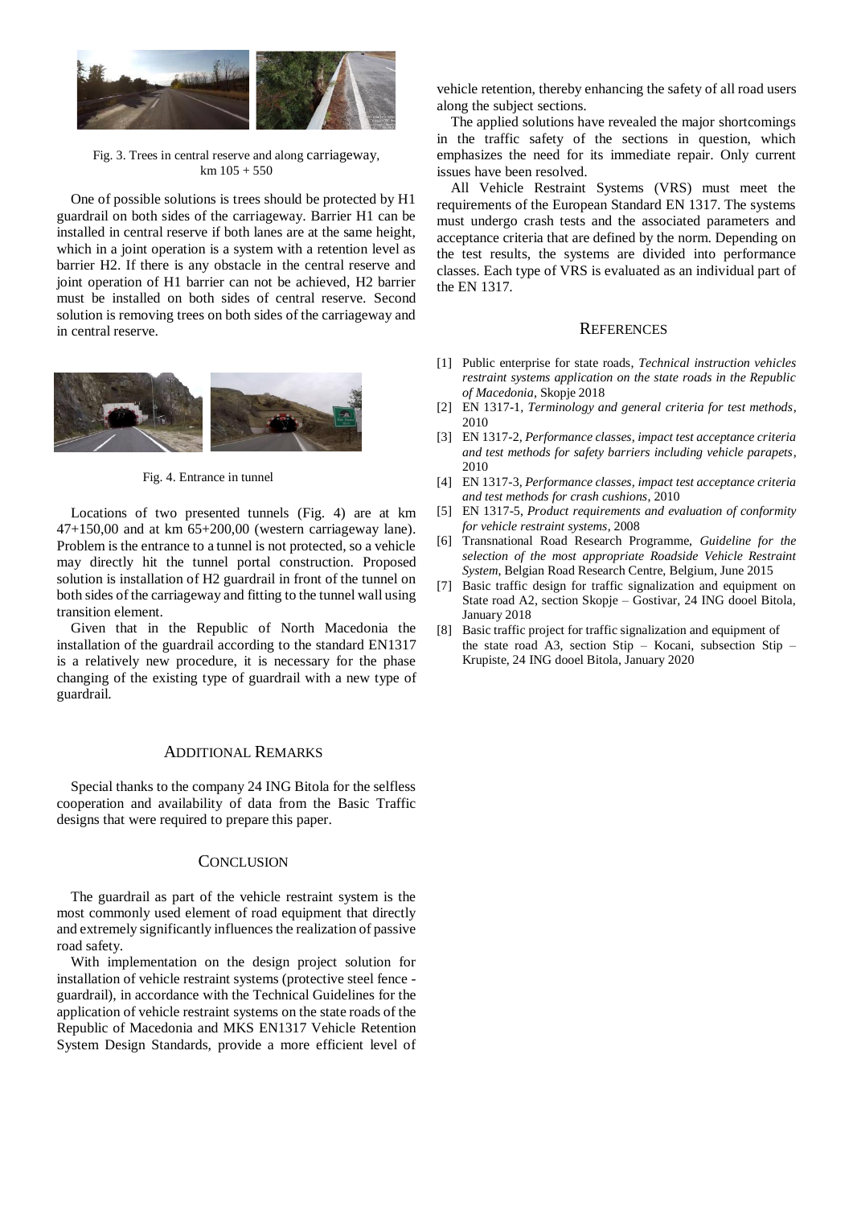Fig. 3. Trees in central reserve and along carriageway, km 105 + 550

One of possible solutions is trees should be protected by H1 guardrail on both sides of the carriageway. Barrier H1 can be installed in central reserve if both lanes are at the same height, which in a joint operation is a system with a retention level as barrier H2. If there is any obstacle in the central reserve and joint operation of H1 barrier can not be achieved, H2 barrier must be installed on both sides of central reserve. Second solution is removing trees on both sides of the carriageway and in central reserve.

Fig. 4. Entrance in tunnel

Locations of two presented tunnels (Fig. 4) are at km 47+150,00 and at km 65+200,00 (western carriageway lane). Problem is the entrance to a tunnel is not protected, so a vehicle may directly hit the tunnel portal construction. Proposed solution is installation of H2 guardrail in front of the tunnel on both sides of the carriageway and fitting to the tunnel wall using transition element.

Given that in the Republic of North Macedonia the installation of the guardrail according to the standard EN1317 is a relatively new procedure, it is necessary for the phase changing of the existing type of guardrail with a new type of guardrail.

## Additional Remarks

Special thanks to the company 24 ING Bitola for the selfless cooperation and availability of data from the Basic Traffic designs that were required to prepare this paper.

## Conclusion

The guardrail as part of the vehicle restraint system is the most commonly used element of road equipment that directly and extremely significantly influences the realization of passive road safety.

With implementation on the design project solution for installation of vehicle restraint systems (protective steel fence - guardrail), in accordance with the Technical Guidelines for the application of vehicle restraint systems on the state roads of the Republic of Macedonia and MKS EN1317 Vehicle Retention System Design Standards, provide a more efficient level of vehicle retention, thereby enhancing the safety of all road users along the subject sections.

The applied solutions have revealed the major shortcomings in the traffic safety of the sections in question, which emphasizes the need for its immediate repair. Only current issues have been resolved.

All Vehicle Restraint Systems (VRS) must meet the requirements of the European Standard EN 1317. The systems must undergo crash tests and the associated parameters and acceptance criteria that are defined by the norm. Depending on the test results, the systems are divided into performance classes. Each type of VRS is evaluated as an individual part of the EN 1317.

## References

[1] Public enterprise for state roads, *Technical instruction vehicles restraint systems application on the state roads in the Republic of Macedonia*, Skopje 2018

[2] EN 1317-1, *Terminology and general criteria for test methods*, 2010

[3] EN 1317-2, *Performance classes, impact test acceptance criteria and test methods for safety barriers including vehicle parapets*, 2010

[4] EN 1317-3, *Performance classes, impact test acceptance criteria and test methods for crash cushions*, 2010

[5] EN 1317-5, *Product requirements and evaluation of conformity for vehicle restraint systems*, 2008

[6] Transnational Road Research Programme, *Guideline for the selection of the most appropriate Roadside Vehicle Restraint System*, Belgian Road Research Centre, Belgium, June 2015

[7] Basic traffic design for traffic signalization and equipment on State road A2, section Skopje – Gostivar, 24 ING dooel Bitola, January 2018

[8] Basic traffic project for traffic signalization and equipment of the state road A3, section Stip – Kocani, subsection Stip – Krupiste, 24 ING dooel Bitola, January 2020